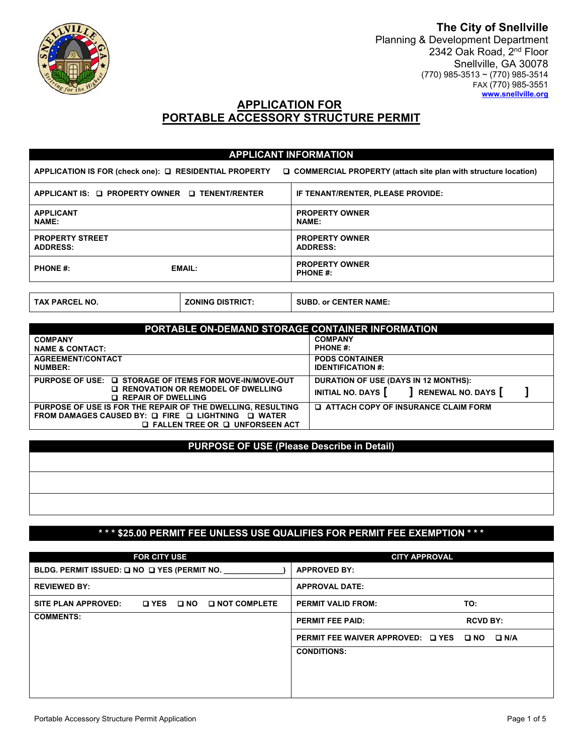**The City of Snellville**
Planning & Development Department
2342 Oak Road, 2nd Floor
Snellville, GA 30078
(770) 985-3513 ~ (770) 985-3514
FAX (770) 985-3551
www.snellville.org

# APPLICATION FOR PORTABLE ACCESSORY STRUCTURE PERMIT

| APPLICANT INFORMATION | |
|---|---|
| APPLICATION IS FOR (check one): ❑ RESIDENTIAL PROPERTY ❑ COMMERCIAL PROPERTY (attach site plan with structure location) | |
| APPLICANT IS: ❑ PROPERTY OWNER ❑ TENENT/RENTER | IF TENANT/RENTER, PLEASE PROVIDE: |
| APPLICANT NAME: | PROPERTY OWNER NAME: |
| PROPERTY STREET ADDRESS: | PROPERTY OWNER ADDRESS: |
| PHONE #: EMAIL: | PROPERTY OWNER PHONE #: |

| TAX PARCEL NO. | ZONING DISTRICT: | SUBD. or CENTER NAME: |
|---|---|---|

| PORTABLE ON-DEMAND STORAGE CONTAINER INFORMATION | |
|---|---|
| COMPANY NAME & CONTACT: | COMPANY PHONE #: |
| AGREEMENT/CONTACT NUMBER: | PODS CONTAINER IDENTIFICATION #: |
| PURPOSE OF USE: ❑ STORAGE OF ITEMS FOR MOVE-IN/MOVE-OUT ❑ RENOVATION OR REMODEL OF DWELLING ❑ REPAIR OF DWELLING | DURATION OF USE (DAYS IN 12 MONTHS): INITIAL NO. DAYS [ ] RENEWAL NO. DAYS [ ] |
| PURPOSE OF USE IS FOR THE REPAIR OF THE DWELLING, RESULTING FROM DAMAGES CAUSED BY: ❑ FIRE ❑ LIGHTNING ❑ WATER ❑ FALLEN TREE OR ❑ UNFORSEEN ACT | ❑ ATTACH COPY OF INSURANCE CLAIM FORM |

| PURPOSE OF USE (Please Describe in Detail) |
|---|
| |
| |
| |

**\* \* \* $25.00 PERMIT FEE UNLESS USE QUALIFIES FOR PERMIT FEE EXEMPTION \* \* \***

| FOR CITY USE | CITY APPROVAL |
|---|---|
| BLDG. PERMIT ISSUED: ❑ NO ❑ YES (PERMIT NO. ______________) | APPROVED BY: |
| REVIEWED BY: | APPROVAL DATE: |
| SITE PLAN APPROVED: ❑ YES ❑ NO ❑ NOT COMPLETE | PERMIT VALID FROM: TO: |
| COMMENTS: | PERMIT FEE PAID: RCVD BY: |
| | PERMIT FEE WAIVER APPROVED: ❑ YES ❑ NO ❑ N/A |
| | CONDITIONS: |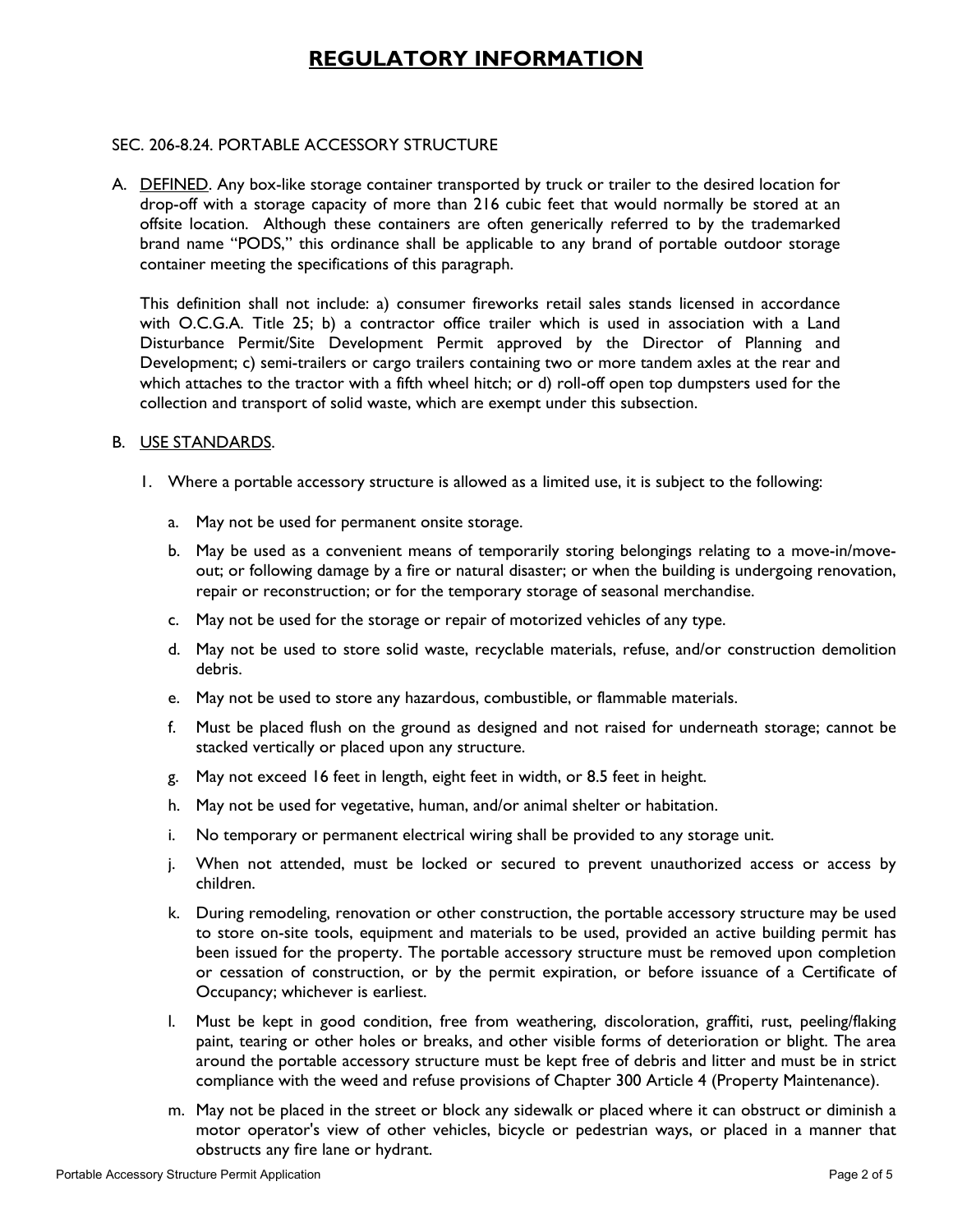# REGULATORY INFORMATION

SEC. 206-8.24. PORTABLE ACCESSORY STRUCTURE

A. DEFINED. Any box-like storage container transported by truck or trailer to the desired location for drop-off with a storage capacity of more than 216 cubic feet that would normally be stored at an offsite location. Although these containers are often generically referred to by the trademarked brand name "PODS," this ordinance shall be applicable to any brand of portable outdoor storage container meeting the specifications of this paragraph.

   This definition shall not include: a) consumer fireworks retail sales stands licensed in accordance with O.C.G.A. Title 25; b) a contractor office trailer which is used in association with a Land Disturbance Permit/Site Development Permit approved by the Director of Planning and Development; c) semi-trailers or cargo trailers containing two or more tandem axles at the rear and which attaches to the tractor with a fifth wheel hitch; or d) roll-off open top dumpsters used for the collection and transport of solid waste, which are exempt under this subsection.

B. USE STANDARDS.

   1. Where a portable accessory structure is allowed as a limited use, it is subject to the following:

      a. May not be used for permanent onsite storage.

      b. May be used as a convenient means of temporarily storing belongings relating to a move-in/move-out; or following damage by a fire or natural disaster; or when the building is undergoing renovation, repair or reconstruction; or for the temporary storage of seasonal merchandise.

      c. May not be used for the storage or repair of motorized vehicles of any type.

      d. May not be used to store solid waste, recyclable materials, refuse, and/or construction demolition debris.

      e. May not be used to store any hazardous, combustible, or flammable materials.

      f. Must be placed flush on the ground as designed and not raised for underneath storage; cannot be stacked vertically or placed upon any structure.

      g. May not exceed 16 feet in length, eight feet in width, or 8.5 feet in height.

      h. May not be used for vegetative, human, and/or animal shelter or habitation.

      i. No temporary or permanent electrical wiring shall be provided to any storage unit.

      j. When not attended, must be locked or secured to prevent unauthorized access or access by children.

      k. During remodeling, renovation or other construction, the portable accessory structure may be used to store on-site tools, equipment and materials to be used, provided an active building permit has been issued for the property. The portable accessory structure must be removed upon completion or cessation of construction, or by the permit expiration, or before issuance of a Certificate of Occupancy; whichever is earliest.

      l. Must be kept in good condition, free from weathering, discoloration, graffiti, rust, peeling/flaking paint, tearing or other holes or breaks, and other visible forms of deterioration or blight. The area around the portable accessory structure must be kept free of debris and litter and must be in strict compliance with the weed and refuse provisions of Chapter 300 Article 4 (Property Maintenance).

      m. May not be placed in the street or block any sidewalk or placed where it can obstruct or diminish a motor operator's view of other vehicles, bicycle or pedestrian ways, or placed in a manner that obstructs any fire lane or hydrant.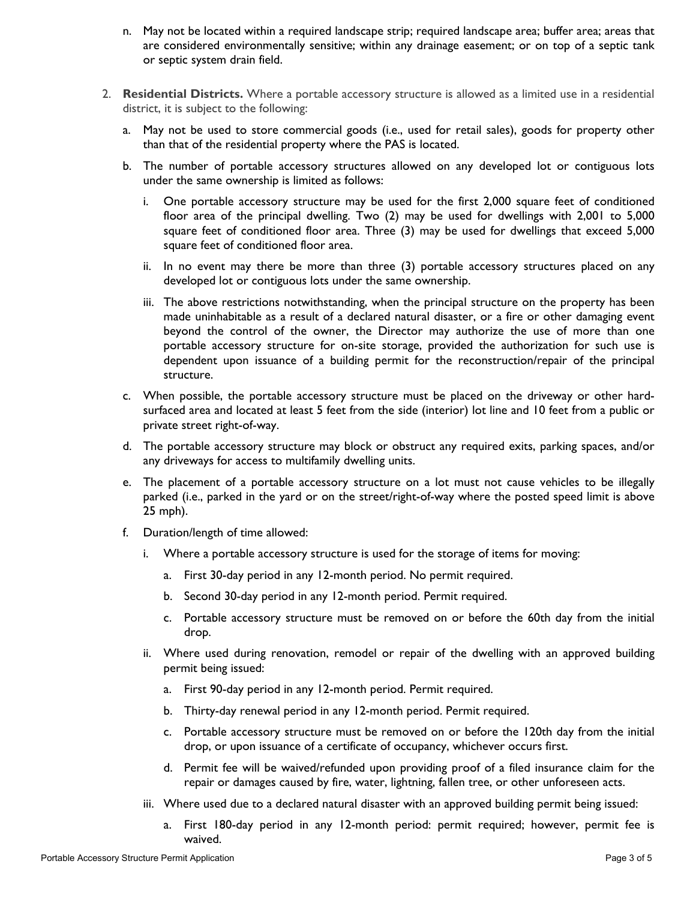n. May not be located within a required landscape strip; required landscape area; buffer area; areas that are considered environmentally sensitive; within any drainage easement; or on top of a septic tank or septic system drain field.

2. **Residential Districts.** Where a portable accessory structure is allowed as a limited use in a residential district, it is subject to the following:

   a. May not be used to store commercial goods (i.e., used for retail sales), goods for property other than that of the residential property where the PAS is located.

   b. The number of portable accessory structures allowed on any developed lot or contiguous lots under the same ownership is limited as follows:

      i. One portable accessory structure may be used for the first 2,000 square feet of conditioned floor area of the principal dwelling. Two (2) may be used for dwellings with 2,001 to 5,000 square feet of conditioned floor area. Three (3) may be used for dwellings that exceed 5,000 square feet of conditioned floor area.

      ii. In no event may there be more than three (3) portable accessory structures placed on any developed lot or contiguous lots under the same ownership.

      iii. The above restrictions notwithstanding, when the principal structure on the property has been made uninhabitable as a result of a declared natural disaster, or a fire or other damaging event beyond the control of the owner, the Director may authorize the use of more than one portable accessory structure for on-site storage, provided the authorization for such use is dependent upon issuance of a building permit for the reconstruction/repair of the principal structure.

   c. When possible, the portable accessory structure must be placed on the driveway or other hard-surfaced area and located at least 5 feet from the side (interior) lot line and 10 feet from a public or private street right-of-way.

   d. The portable accessory structure may block or obstruct any required exits, parking spaces, and/or any driveways for access to multifamily dwelling units.

   e. The placement of a portable accessory structure on a lot must not cause vehicles to be illegally parked (i.e., parked in the yard or on the street/right-of-way where the posted speed limit is above 25 mph).

   f. Duration/length of time allowed:

      i. Where a portable accessory structure is used for the storage of items for moving:

         a. First 30-day period in any 12-month period. No permit required.

         b. Second 30-day period in any 12-month period. Permit required.

         c. Portable accessory structure must be removed on or before the 60th day from the initial drop.

      ii. Where used during renovation, remodel or repair of the dwelling with an approved building permit being issued:

         a. First 90-day period in any 12-month period. Permit required.

         b. Thirty-day renewal period in any 12-month period. Permit required.

         c. Portable accessory structure must be removed on or before the 120th day from the initial drop, or upon issuance of a certificate of occupancy, whichever occurs first.

         d. Permit fee will be waived/refunded upon providing proof of a filed insurance claim for the repair or damages caused by fire, water, lightning, fallen tree, or other unforeseen acts.

      iii. Where used due to a declared natural disaster with an approved building permit being issued:

         a. First 180-day period in any 12-month period: permit required; however, permit fee is waived.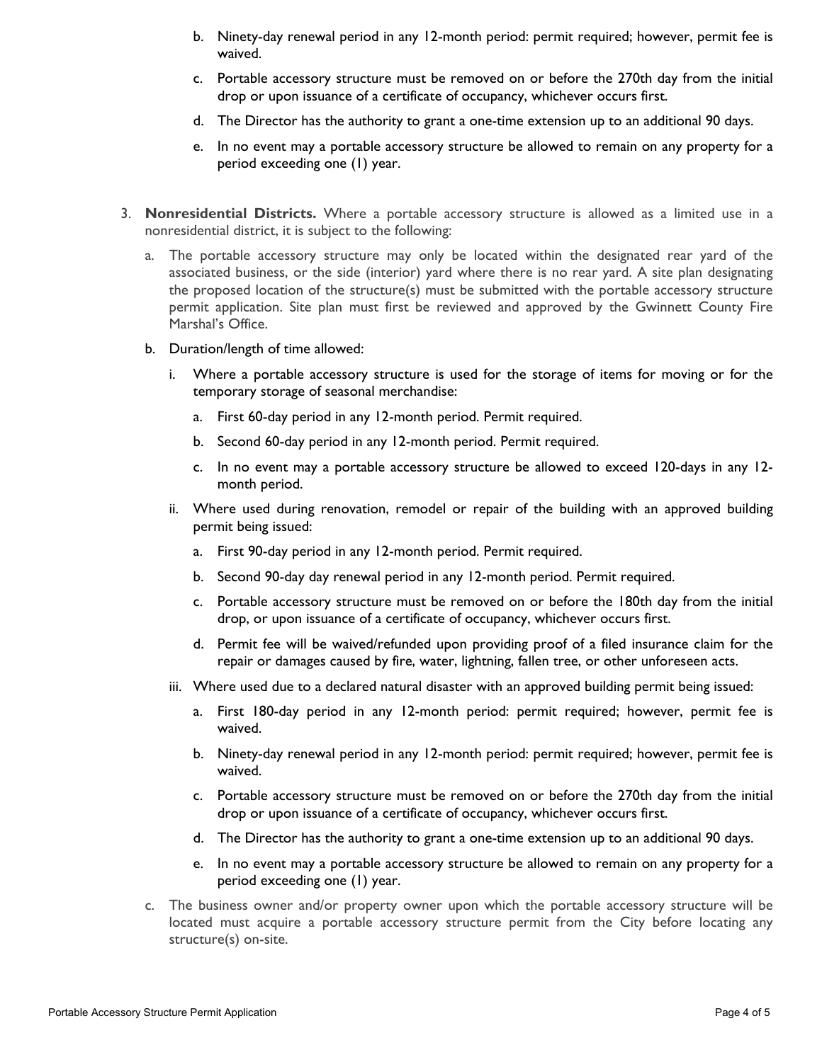b. Ninety-day renewal period in any 12-month period: permit required; however, permit fee is waived.

c. Portable accessory structure must be removed on or before the 270th day from the initial drop or upon issuance of a certificate of occupancy, whichever occurs first.

d. The Director has the authority to grant a one-time extension up to an additional 90 days.

e. In no event may a portable accessory structure be allowed to remain on any property for a period exceeding one (1) year.

3. **Nonresidential Districts.** Where a portable accessory structure is allowed as a limited use in a nonresidential district, it is subject to the following:

   a. The portable accessory structure may only be located within the designated rear yard of the associated business, or the side (interior) yard where there is no rear yard. A site plan designating the proposed location of the structure(s) must be submitted with the portable accessory structure permit application. Site plan must first be reviewed and approved by the Gwinnett County Fire Marshal's Office.

   b. Duration/length of time allowed:

      i. Where a portable accessory structure is used for the storage of items for moving or for the temporary storage of seasonal merchandise:

         a. First 60-day period in any 12-month period. Permit required.

         b. Second 60-day period in any 12-month period. Permit required.

         c. In no event may a portable accessory structure be allowed to exceed 120-days in any 12-month period.

      ii. Where used during renovation, remodel or repair of the building with an approved building permit being issued:

         a. First 90-day period in any 12-month period. Permit required.

         b. Second 90-day day renewal period in any 12-month period. Permit required.

         c. Portable accessory structure must be removed on or before the 180th day from the initial drop, or upon issuance of a certificate of occupancy, whichever occurs first.

         d. Permit fee will be waived/refunded upon providing proof of a filed insurance claim for the repair or damages caused by fire, water, lightning, fallen tree, or other unforeseen acts.

      iii. Where used due to a declared natural disaster with an approved building permit being issued:

         a. First 180-day period in any 12-month period: permit required; however, permit fee is waived.

         b. Ninety-day renewal period in any 12-month period: permit required; however, permit fee is waived.

         c. Portable accessory structure must be removed on or before the 270th day from the initial drop or upon issuance of a certificate of occupancy, whichever occurs first.

         d. The Director has the authority to grant a one-time extension up to an additional 90 days.

         e. In no event may a portable accessory structure be allowed to remain on any property for a period exceeding one (1) year.

   c. The business owner and/or property owner upon which the portable accessory structure will be located must acquire a portable accessory structure permit from the City before locating any structure(s) on-site.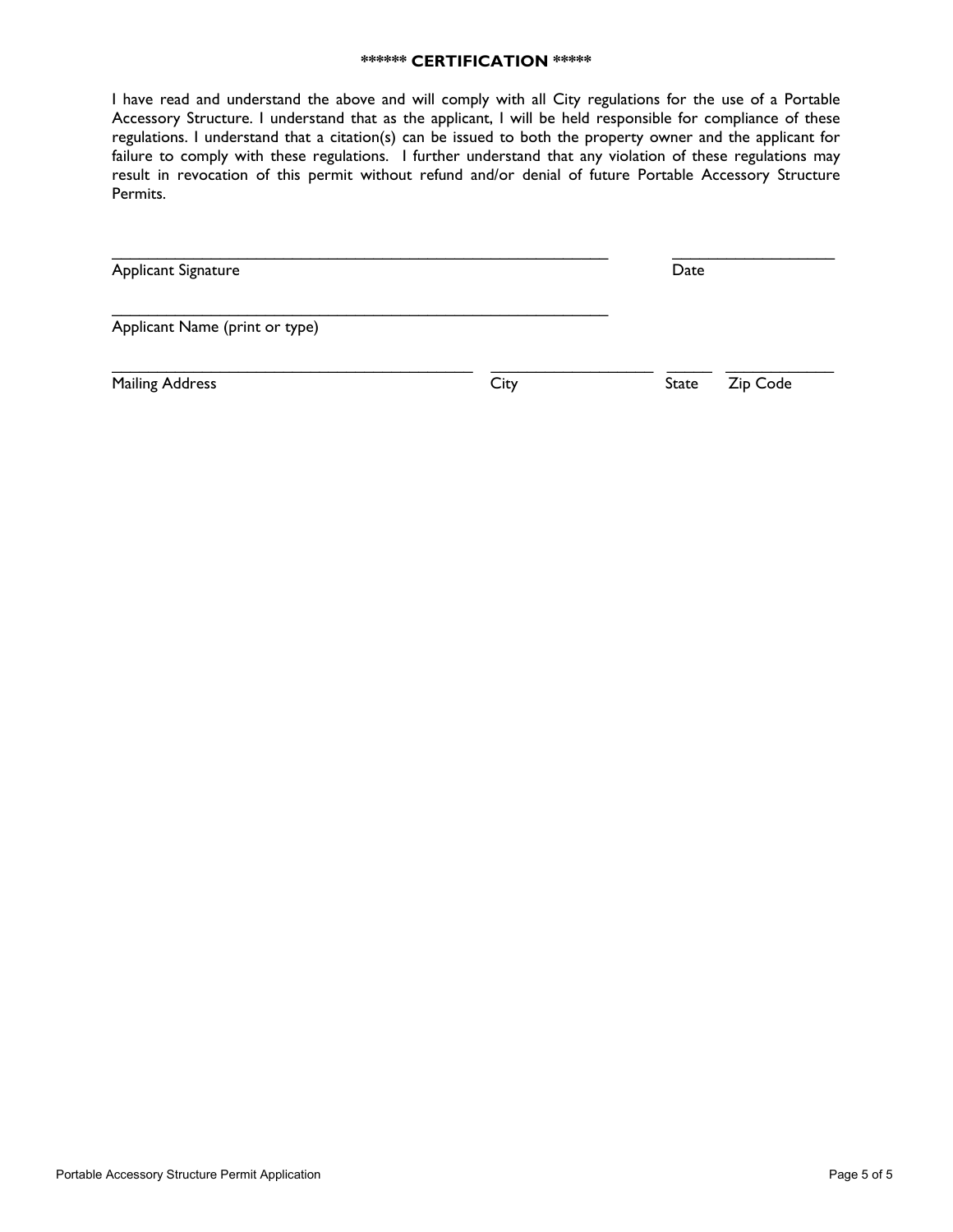****** CERTIFICATION *****

I have read and understand the above and will comply with all City regulations for the use of a Portable Accessory Structure. I understand that as the applicant, I will be held responsible for compliance of these regulations. I understand that a citation(s) can be issued to both the property owner and the applicant for failure to comply with these regulations. I further understand that any violation of these regulations may result in revocation of this permit without refund and/or denial of future Portable Accessory Structure Permits.

\_\_\_\_\_\_\_\_\_\_\_\_\_\_\_\_\_\_\_\_\_\_\_\_\_\_\_\_\_\_\_\_\_\_\_\_\_\_\_\_\_\_\_\_\_\_\_\_\_\_\_\_\_\_\_ \_\_\_\_\_\_\_\_\_\_\_\_\_\_\_\_\_\_\_\_

Applicant Signature Date

\_\_\_\_\_\_\_\_\_\_\_\_\_\_\_\_\_\_\_\_\_\_\_\_\_\_\_\_\_\_\_\_\_\_\_\_\_\_\_\_\_\_\_\_\_\_\_\_\_\_\_\_\_\_\_

Applicant Name (print or type)

\_\_\_\_\_\_\_\_\_\_\_\_\_\_\_\_\_\_\_\_\_\_\_\_\_\_\_\_\_\_\_\_\_\_\_\_\_\_\_\_ \_\_\_\_\_\_\_\_\_\_\_\_\_\_\_\_\_\_ \_\_\_\_\_ \_\_\_\_\_\_\_\_\_\_\_\_

Mailing Address City State Zip Code